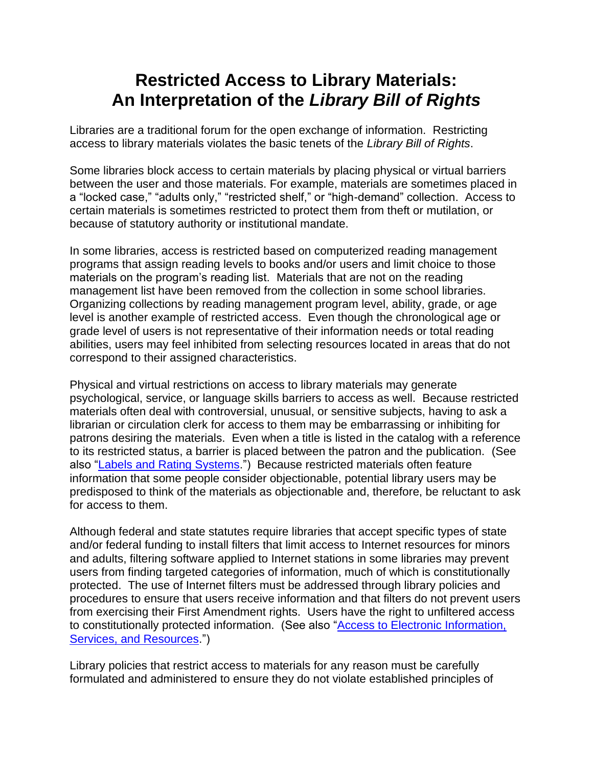# Restricted Access to Library Materials: An Interpretation of the *Library Bill of Rights*

Libraries are a traditional forum for the open exchange of information. Restricting access to library materials violates the basic tenets of the *Library Bill of Rights*.

Some libraries block access to certain materials by placing physical or virtual barriers between the user and those materials. For example, materials are sometimes placed in a "locked case," "adults only," "restricted shelf," or "high-demand" collection. Access to certain materials is sometimes restricted to protect them from theft or mutilation, or because of statutory authority or institutional mandate.

In some libraries, access is restricted based on computerized reading management programs that assign reading levels to books and/or users and limit choice to those materials on the program's reading list. Materials that are not on the reading management list have been removed from the collection in some school libraries. Organizing collections by reading management program level, ability, grade, or age level is another example of restricted access. Even though the chronological age or grade level of users is not representative of their information needs or total reading abilities, users may feel inhibited from selecting resources located in areas that do not correspond to their assigned characteristics.

Physical and virtual restrictions on access to library materials may generate psychological, service, or language skills barriers to access as well. Because restricted materials often deal with controversial, unusual, or sensitive subjects, having to ask a librarian or circulation clerk for access to them may be embarrassing or inhibiting for patrons desiring the materials. Even when a title is listed in the catalog with a reference to its restricted status, a barrier is placed between the patron and the publication. (See also "Labels and Rating Systems.") Because restricted materials often feature information that some people consider objectionable, potential library users may be predisposed to think of the materials as objectionable and, therefore, be reluctant to ask for access to them.

Although federal and state statutes require libraries that accept specific types of state and/or federal funding to install filters that limit access to Internet resources for minors and adults, filtering software applied to Internet stations in some libraries may prevent users from finding targeted categories of information, much of which is constitutionally protected. The use of Internet filters must be addressed through library policies and procedures to ensure that users receive information and that filters do not prevent users from exercising their First Amendment rights. Users have the right to unfiltered access to constitutionally protected information. (See also "Access to Electronic Information, Services, and Resources.")

Library policies that restrict access to materials for any reason must be carefully formulated and administered to ensure they do not violate established principles of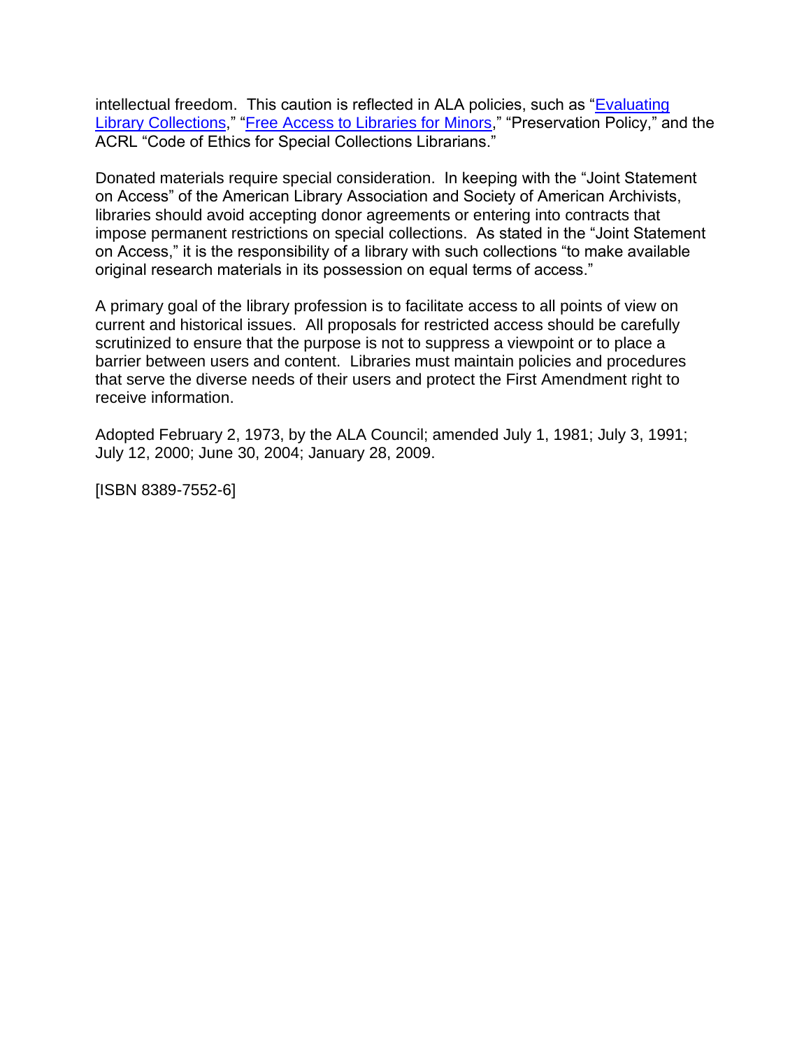intellectual freedom. This caution is reflected in ALA policies, such as "Evaluating Library Collections," "Free Access to Libraries for Minors," "Preservation Policy," and the ACRL "Code of Ethics for Special Collections Librarians."

Donated materials require special consideration. In keeping with the "Joint Statement on Access" of the American Library Association and Society of American Archivists, libraries should avoid accepting donor agreements or entering into contracts that impose permanent restrictions on special collections. As stated in the "Joint Statement on Access," it is the responsibility of a library with such collections "to make available original research materials in its possession on equal terms of access."

A primary goal of the library profession is to facilitate access to all points of view on current and historical issues. All proposals for restricted access should be carefully scrutinized to ensure that the purpose is not to suppress a viewpoint or to place a barrier between users and content. Libraries must maintain policies and procedures that serve the diverse needs of their users and protect the First Amendment right to receive information.

Adopted February 2, 1973, by the ALA Council; amended July 1, 1981; July 3, 1991; July 12, 2000; June 30, 2004; January 28, 2009.

[ISBN 8389-7552-6]